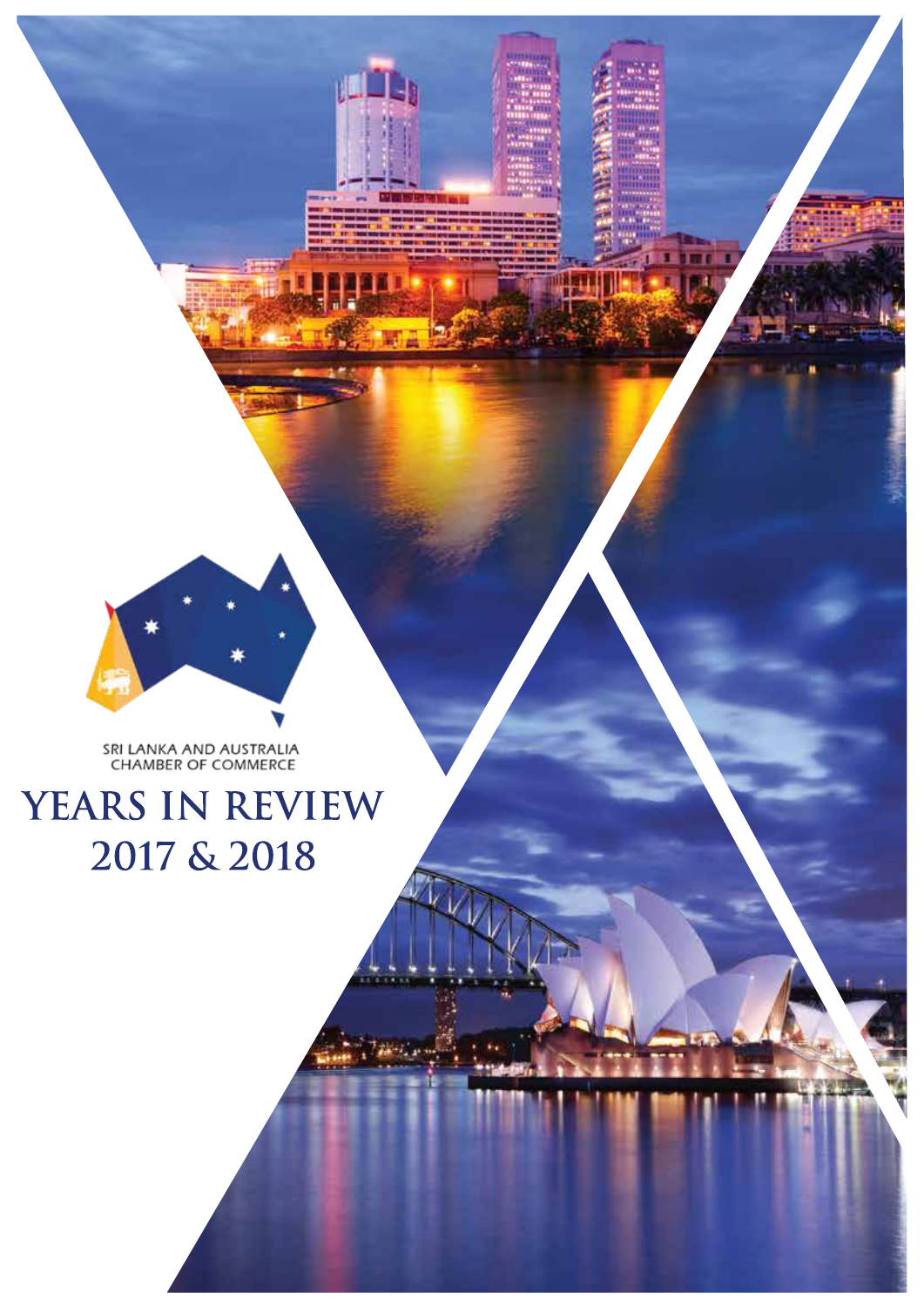SRI LANKA AND AUSTRALIA CHAMBER OF COMMERCE

# YEARS IN REVIEW 2017 & 2018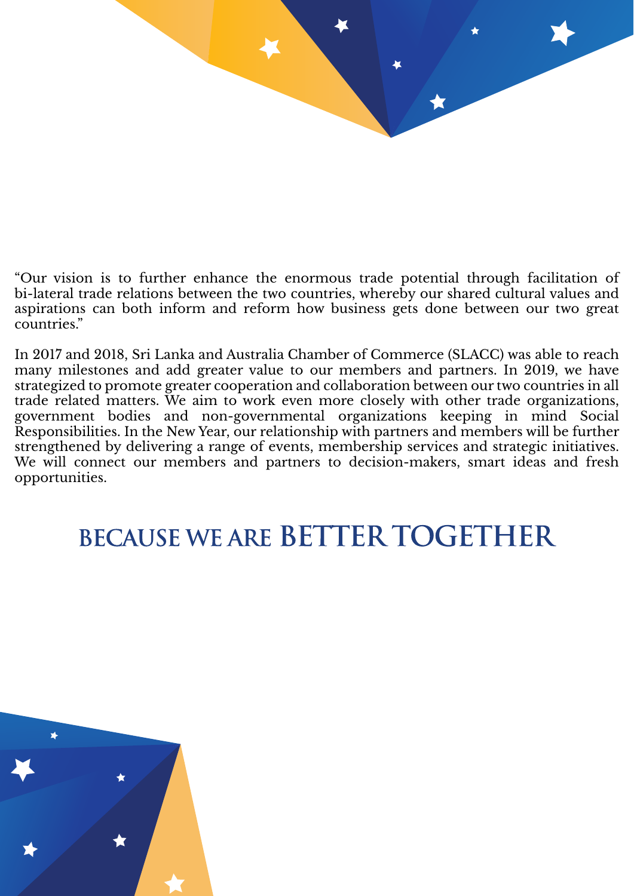"Our vision is to further enhance the enormous trade potential through facilitation of bi-lateral trade relations between the two countries, whereby our shared cultural values and aspirations can both inform and reform how business gets done between our two great countries."

In 2017 and 2018, Sri Lanka and Australia Chamber of Commerce (SLACC) was able to reach many milestones and add greater value to our members and partners. In 2019, we have strategized to promote greater cooperation and collaboration between our two countries in all trade related matters. We aim to work even more closely with other trade organizations, government bodies and non-governmental organizations keeping in mind Social Responsibilities. In the New Year, our relationship with partners and members will be further strengthened by delivering a range of events, membership services and strategic initiatives. We will connect our members and partners to decision-makers, smart ideas and fresh opportunities.

## BECAUSE WE ARE BETTER TOGETHER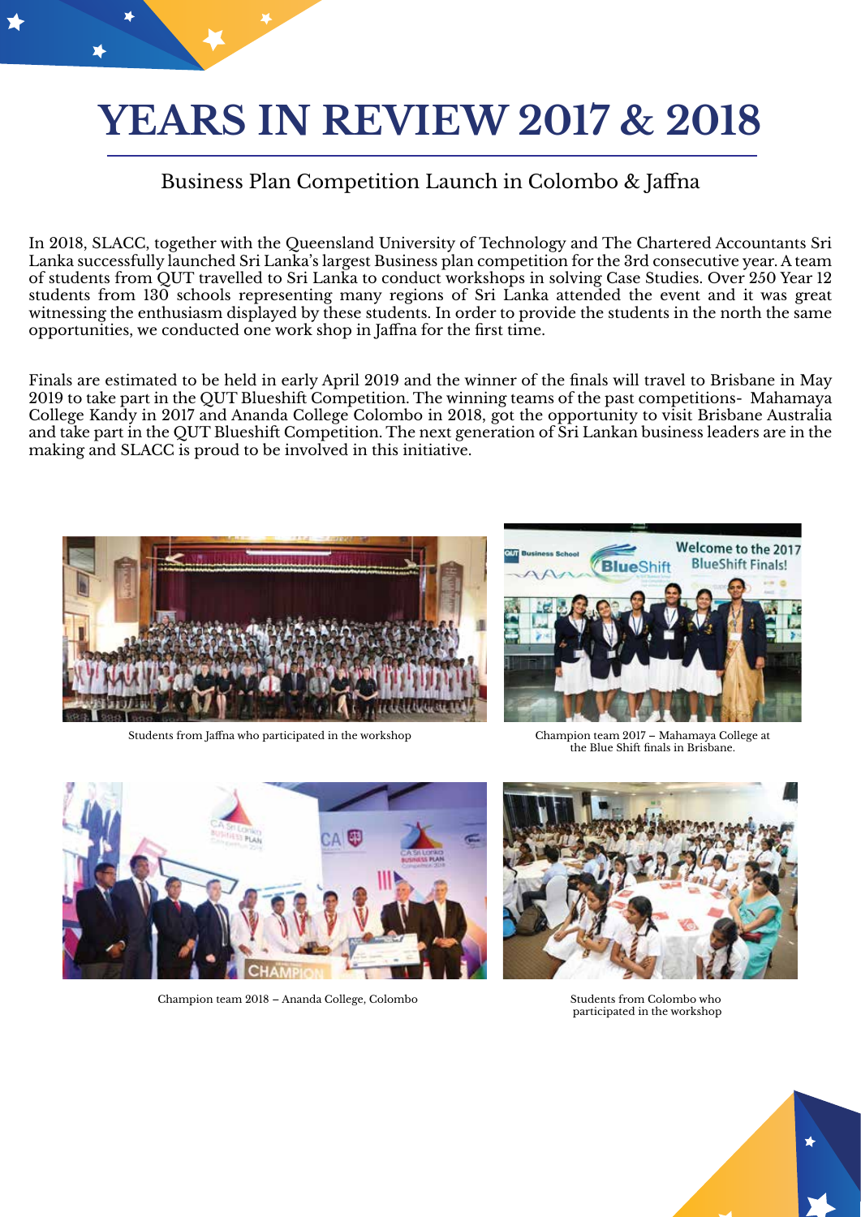# YEARS IN REVIEW 2017 & 2018

## Business Plan Competition Launch in Colombo & Jaffna

In 2018, SLACC, together with the Queensland University of Technology and The Chartered Accountants Sri Lanka successfully launched Sri Lanka's largest Business plan competition for the 3rd consecutive year. A team of students from QUT travelled to Sri Lanka to conduct workshops in solving Case Studies. Over 250 Year 12 students from 130 schools representing many regions of Sri Lanka attended the event and it was great witnessing the enthusiasm displayed by these students. In order to provide the students in the north the same opportunities, we conducted one work shop in Jaffna for the first time.

Finals are estimated to be held in early April 2019 and the winner of the finals will travel to Brisbane in May 2019 to take part in the QUT Blueshift Competition. The winning teams of the past competitions- Mahamaya College Kandy in 2017 and Ananda College Colombo in 2018, got the opportunity to visit Brisbane Australia and take part in the QUT Blueshift Competition. The next generation of Sri Lankan business leaders are in the making and SLACC is proud to be involved in this initiative.

Students from Jaffna who participated in the workshop

Champion team 2017 – Mahamaya College at the Blue Shift finals in Brisbane.

Champion team 2018 – Ananda College, Colombo

Students from Colombo who participated in the workshop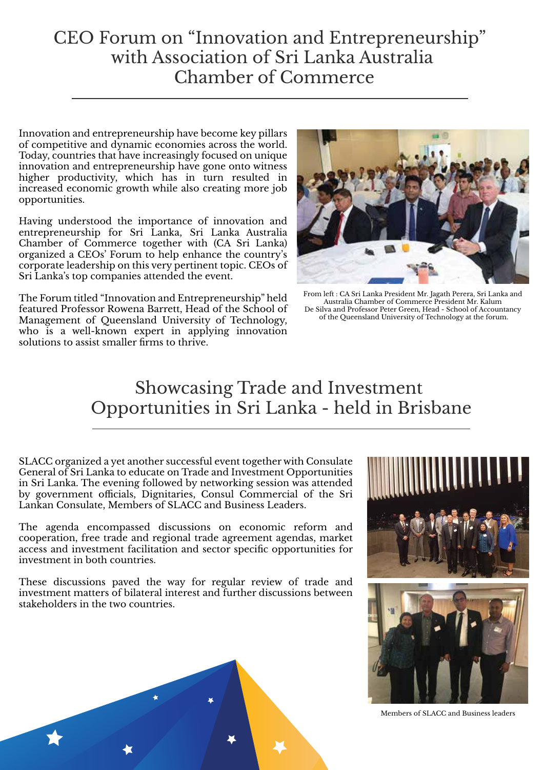# CEO Forum on "Innovation and Entrepreneurship" with Association of Sri Lanka Australia Chamber of Commerce

Innovation and entrepreneurship have become key pillars of competitive and dynamic economies across the world. Today, countries that have increasingly focused on unique innovation and entrepreneurship have gone onto witness higher productivity, which has in turn resulted in increased economic growth while also creating more job opportunities.

Having understood the importance of innovation and entrepreneurship for Sri Lanka, Sri Lanka Australia Chamber of Commerce together with (CA Sri Lanka) organized a CEOs' Forum to help enhance the country's corporate leadership on this very pertinent topic. CEOs of Sri Lanka's top companies attended the event.

The Forum titled "Innovation and Entrepreneurship" held featured Professor Rowena Barrett, Head of the School of Management of Queensland University of Technology, who is a well-known expert in applying innovation solutions to assist smaller firms to thrive.

From left : CA Sri Lanka President Mr. Jagath Perera, Sri Lanka and Australia Chamber of Commerce President Mr. Kalum De Silva and Professor Peter Green, Head - School of Accountancy of the Queensland University of Technology at the forum.

# Showcasing Trade and Investment Opportunities in Sri Lanka - held in Brisbane

SLACC organized a yet another successful event together with Consulate General of Sri Lanka to educate on Trade and Investment Opportunities in Sri Lanka. The evening followed by networking session was attended by government officials, Dignitaries, Consul Commercial of the Sri Lankan Consulate, Members of SLACC and Business Leaders.

The agenda encompassed discussions on economic reform and cooperation, free trade and regional trade agreement agendas, market access and investment facilitation and sector specific opportunities for investment in both countries.

These discussions paved the way for regular review of trade and investment matters of bilateral interest and further discussions between stakeholders in the two countries.

Members of SLACC and Business leaders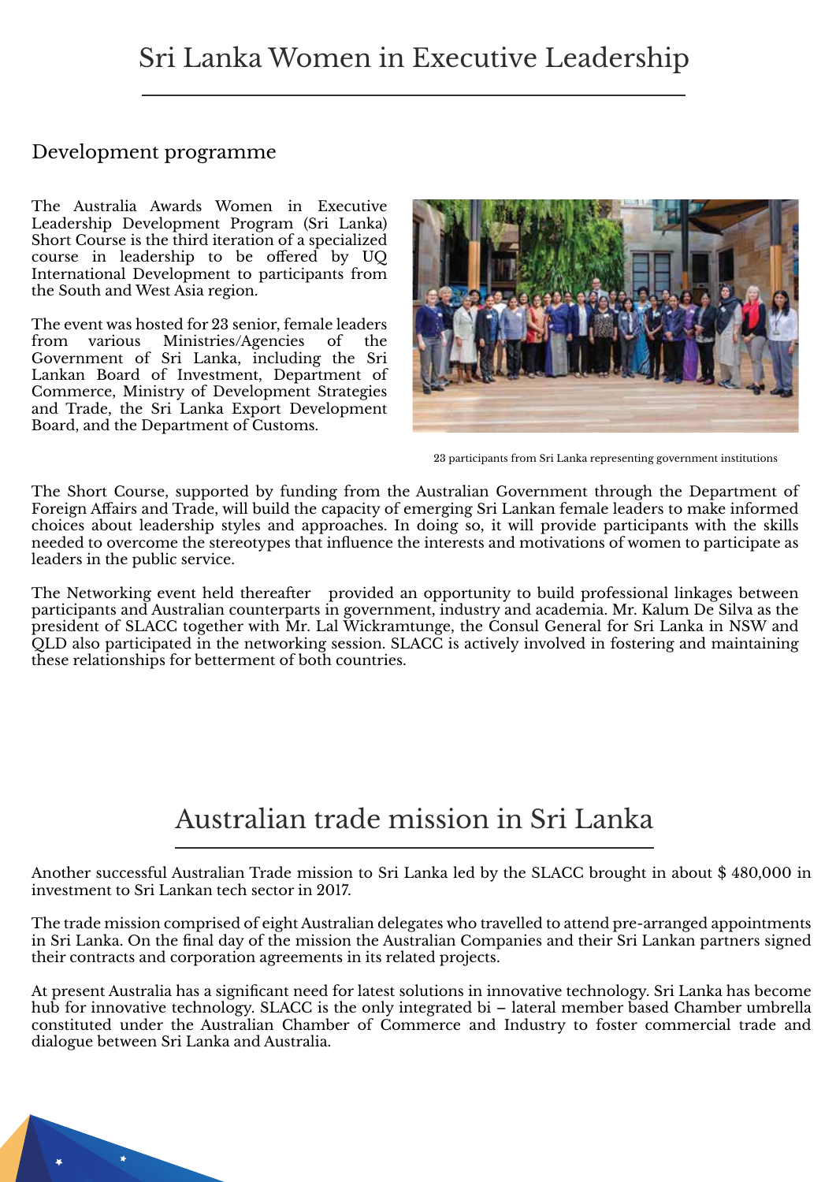# Sri Lanka Women in Executive Leadership

## Development programme

The Australia Awards Women in Executive Leadership Development Program (Sri Lanka) Short Course is the third iteration of a specialized course in leadership to be offered by UQ International Development to participants from the South and West Asia region.

The event was hosted for 23 senior, female leaders from various Ministries/Agencies of the Government of Sri Lanka, including the Sri Lankan Board of Investment, Department of Commerce, Ministry of Development Strategies and Trade, the Sri Lanka Export Development Board, and the Department of Customs.

23 participants from Sri Lanka representing government institutions

The Short Course, supported by funding from the Australian Government through the Department of Foreign Affairs and Trade, will build the capacity of emerging Sri Lankan female leaders to make informed choices about leadership styles and approaches. In doing so, it will provide participants with the skills needed to overcome the stereotypes that influence the interests and motivations of women to participate as leaders in the public service.

The Networking event held thereafter provided an opportunity to build professional linkages between participants and Australian counterparts in government, industry and academia. Mr. Kalum De Silva as the president of SLACC together with Mr. Lal Wickramtunge, the Consul General for Sri Lanka in NSW and QLD also participated in the networking session. SLACC is actively involved in fostering and maintaining these relationships for betterment of both countries.

# Australian trade mission in Sri Lanka

Another successful Australian Trade mission to Sri Lanka led by the SLACC brought in about $ 480,000 in investment to Sri Lankan tech sector in 2017.

The trade mission comprised of eight Australian delegates who travelled to attend pre-arranged appointments in Sri Lanka. On the final day of the mission the Australian Companies and their Sri Lankan partners signed their contracts and corporation agreements in its related projects.

At present Australia has a significant need for latest solutions in innovative technology. Sri Lanka has become hub for innovative technology. SLACC is the only integrated bi – lateral member based Chamber umbrella constituted under the Australian Chamber of Commerce and Industry to foster commercial trade and dialogue between Sri Lanka and Australia.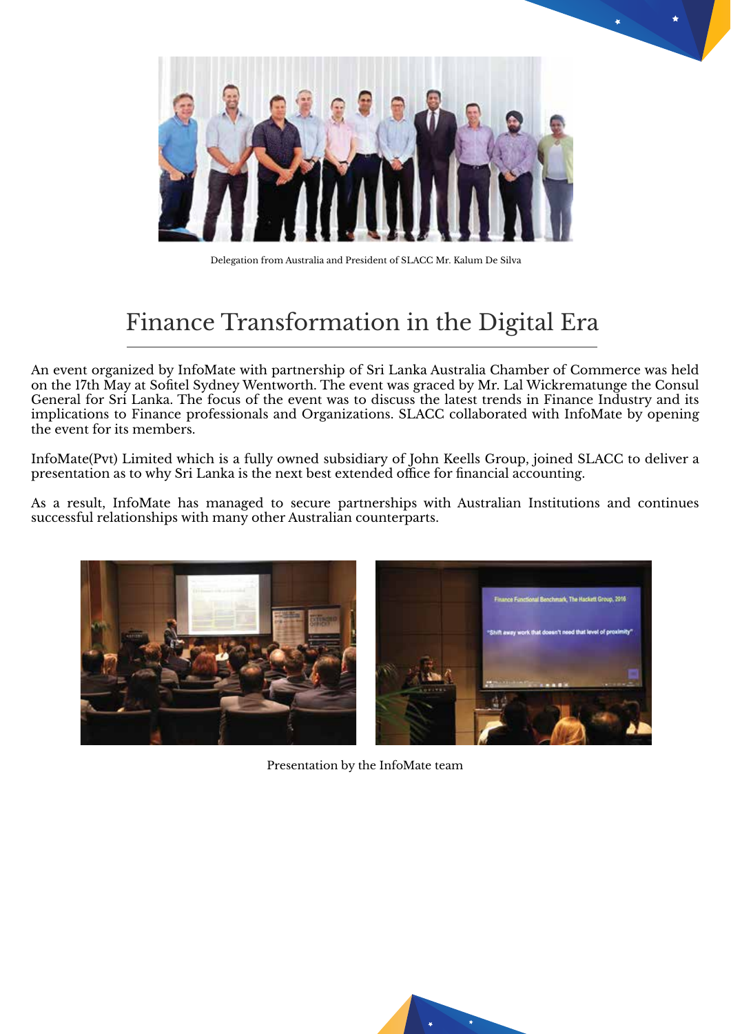Delegation from Australia and President of SLACC Mr. Kalum De Silva

# Finance Transformation in the Digital Era

An event organized by InfoMate with partnership of Sri Lanka Australia Chamber of Commerce was held on the 17th May at Sofitel Sydney Wentworth. The event was graced by Mr. Lal Wickrematunge the Consul General for Sri Lanka. The focus of the event was to discuss the latest trends in Finance Industry and its implications to Finance professionals and Organizations. SLACC collaborated with InfoMate by opening the event for its members.

InfoMate(Pvt) Limited which is a fully owned subsidiary of John Keells Group, joined SLACC to deliver a presentation as to why Sri Lanka is the next best extended office for financial accounting.

As a result, InfoMate has managed to secure partnerships with Australian Institutions and continues successful relationships with many other Australian counterparts.

Presentation by the InfoMate team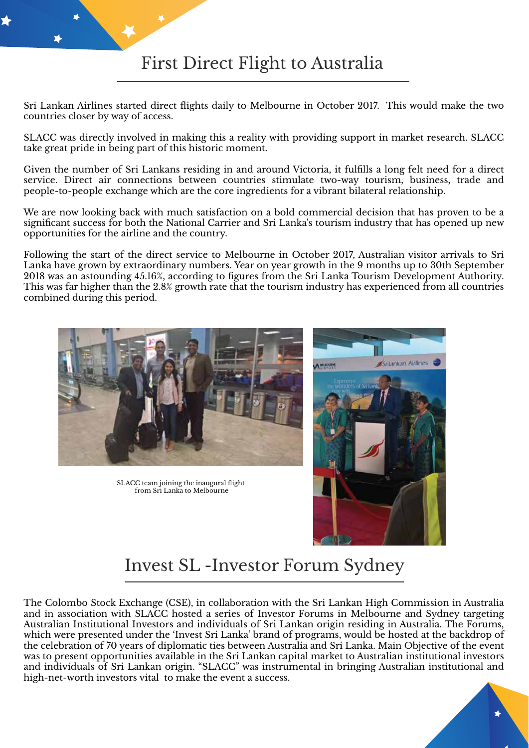# First Direct Flight to Australia

Sri Lankan Airlines started direct flights daily to Melbourne in October 2017. This would make the two countries closer by way of access.

SLACC was directly involved in making this a reality with providing support in market research. SLACC take great pride in being part of this historic moment.

Given the number of Sri Lankans residing in and around Victoria, it fulfills a long felt need for a direct service. Direct air connections between countries stimulate two-way tourism, business, trade and people-to-people exchange which are the core ingredients for a vibrant bilateral relationship.

We are now looking back with much satisfaction on a bold commercial decision that has proven to be a significant success for both the National Carrier and Sri Lanka's tourism industry that has opened up new opportunities for the airline and the country.

Following the start of the direct service to Melbourne in October 2017, Australian visitor arrivals to Sri Lanka have grown by extraordinary numbers. Year on year growth in the 9 months up to 30th September 2018 was an astounding 45.16%, according to figures from the Sri Lanka Tourism Development Authority. This was far higher than the 2.8% growth rate that the tourism industry has experienced from all countries combined during this period.

SLACC team joining the inaugural flight from Sri Lanka to Melbourne

# Invest SL -Investor Forum Sydney

The Colombo Stock Exchange (CSE), in collaboration with the Sri Lankan High Commission in Australia and in association with SLACC hosted a series of Investor Forums in Melbourne and Sydney targeting Australian Institutional Investors and individuals of Sri Lankan origin residing in Australia. The Forums, which were presented under the 'Invest Sri Lanka' brand of programs, would be hosted at the backdrop of the celebration of 70 years of diplomatic ties between Australia and Sri Lanka. Main Objective of the event was to present opportunities available in the Sri Lankan capital market to Australian institutional investors and individuals of Sri Lankan origin. "SLACC" was instrumental in bringing Australian institutional and high-net-worth investors vital to make the event a success.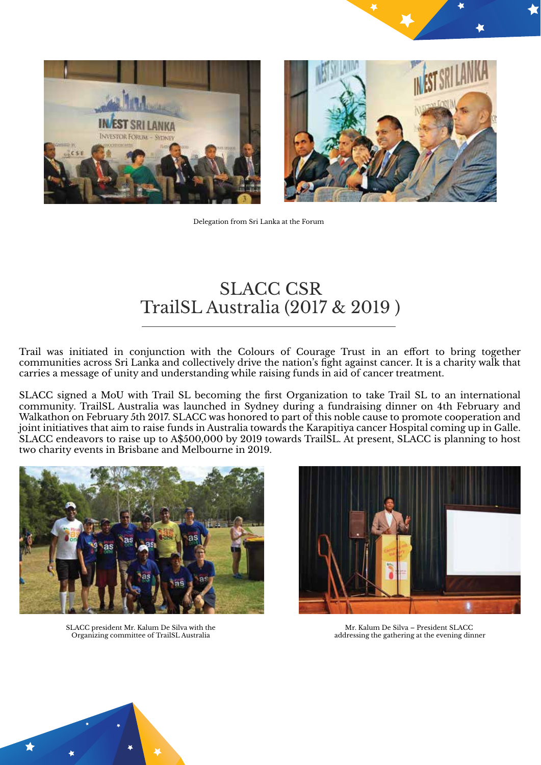Delegation from Sri Lanka at the Forum

## SLACC CSR
## TrailSL Australia (2017 & 2019 )

Trail was initiated in conjunction with the Colours of Courage Trust in an effort to bring together communities across Sri Lanka and collectively drive the nation's fight against cancer. It is a charity walk that carries a message of unity and understanding while raising funds in aid of cancer treatment.

SLACC signed a MoU with Trail SL becoming the first Organization to take Trail SL to an international community. TrailSL Australia was launched in Sydney during a fundraising dinner on 4th February and Walkathon on February 5th 2017. SLACC was honored to part of this noble cause to promote cooperation and joint initiatives that aim to raise funds in Australia towards the Karapitiya cancer Hospital coming up in Galle. SLACC endeavors to raise up to A$500,000 by 2019 towards TrailSL. At present, SLACC is planning to host two charity events in Brisbane and Melbourne in 2019.

SLACC president Mr. Kalum De Silva with the Organizing committee of TrailSL Australia

Mr. Kalum De Silva – President SLACC addressing the gathering at the evening dinner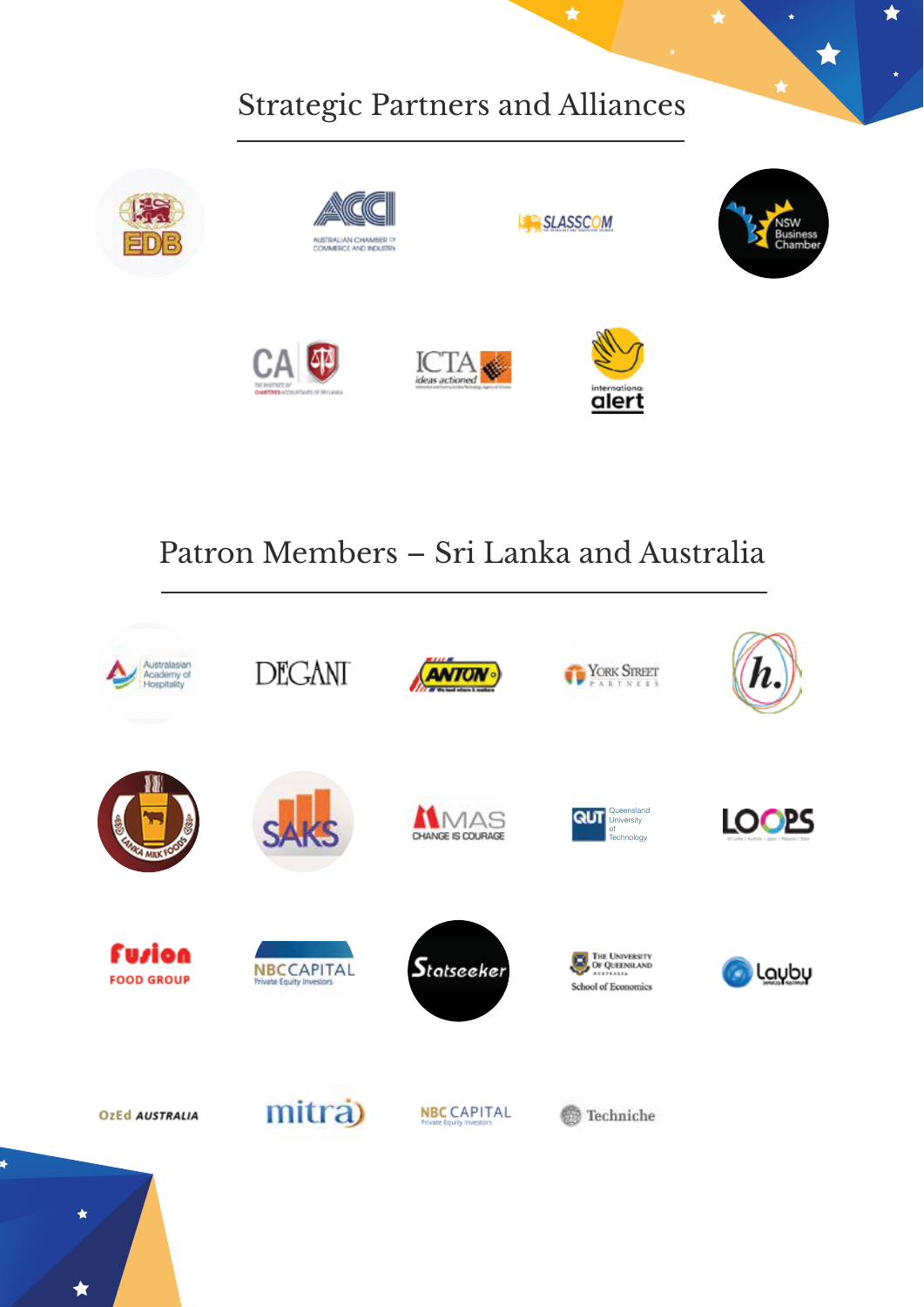## Strategic Partners and Alliances

EDB

ACCI AUSTRALIAN CHAMBER OF COMMERCE AND INDUSTRY

SLASSCOM

NSW Business Chamber

CA THE INSTITUTE OF CHARTERED ACCOUNTANTS OF SRI LANKA

ICTA ideas actioned

international alert

## Patron Members – Sri Lanka and Australia

Australasian Academy of Hospitality

DEGANI

ANTON

YORK STREET PARTNERS

h.

LANKA MILK FOODS

SAKS

MAS CHANGE IS COURAGE

QUT Queensland University of Technology

LOOPS

Fusion FOOD GROUP

NBC CAPITAL Private Equity Investors

Statseeker

The University Of Queensland Australia School of Economics

Layby

OzEd AUSTRALIA

mitra

NBC CAPITAL Private Equity Investors

Techniche